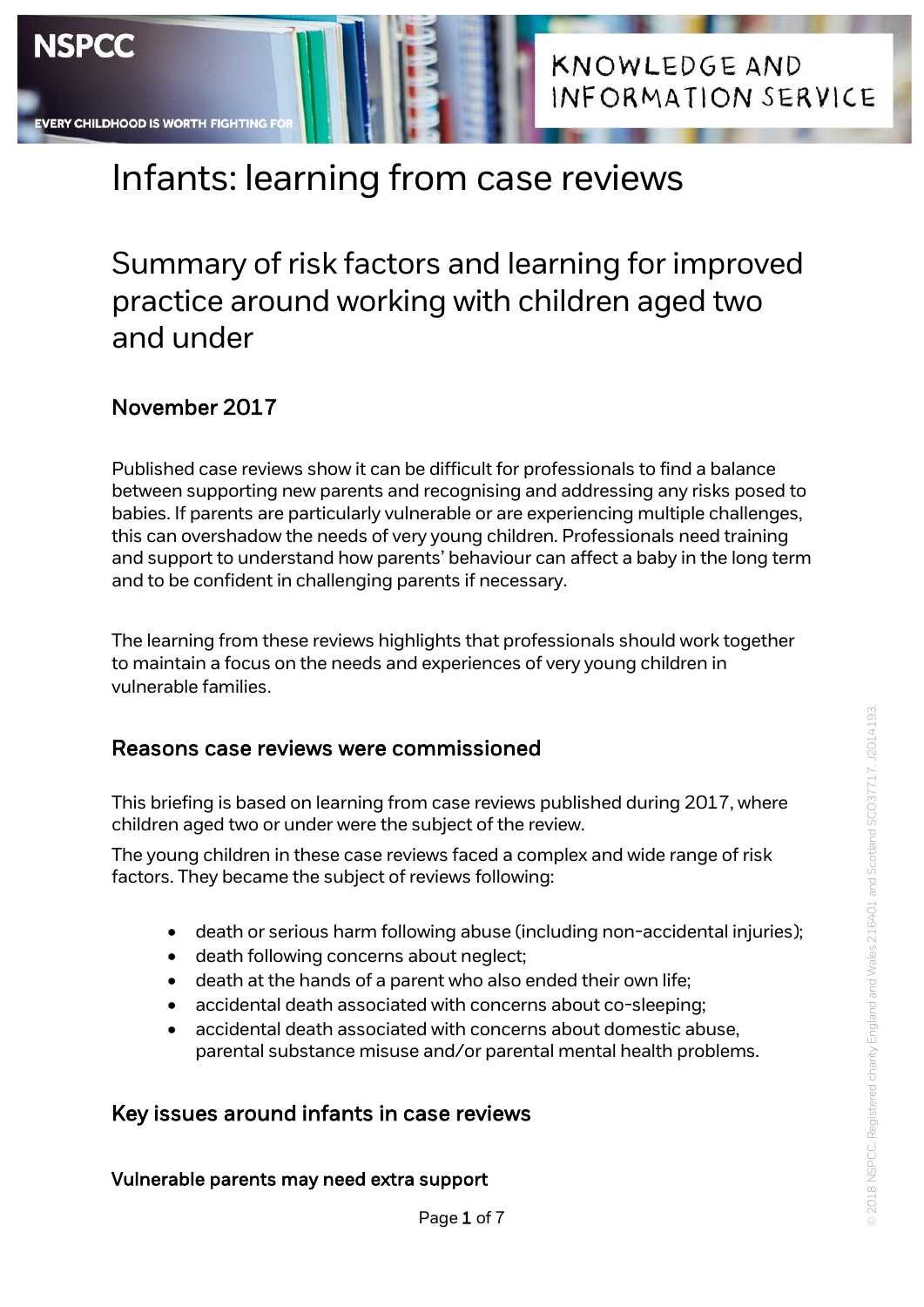NSPCC

EVERY CHILDHOOD IS WORTH FIGHTING FOR

KNOWLEDGE AND INFORMATION SERVICE

# Infants: learning from case reviews

## Summary of risk factors and learning for improved practice around working with children aged two and under

### November 2017

Published case reviews show it can be difficult for professionals to find a balance between supporting new parents and recognising and addressing any risks posed to babies. If parents are particularly vulnerable or are experiencing multiple challenges, this can overshadow the needs of very young children. Professionals need training and support to understand how parents' behaviour can affect a baby in the long term and to be confident in challenging parents if necessary.

The learning from these reviews highlights that professionals should work together to maintain a focus on the needs and experiences of very young children in vulnerable families.

### Reasons case reviews were commissioned

This briefing is based on learning from case reviews published during 2017, where children aged two or under were the subject of the review.

The young children in these case reviews faced a complex and wide range of risk factors. They became the subject of reviews following:

- death or serious harm following abuse (including non-accidental injuries);
- death following concerns about neglect;
- death at the hands of a parent who also ended their own life;
- accidental death associated with concerns about co-sleeping;
- accidental death associated with concerns about domestic abuse, parental substance misuse and/or parental mental health problems.

### Key issues around infants in case reviews

#### Vulnerable parents may need extra support

© 2018 NSPCC. Registered charity England and Wales 216401 and Scotland SC037717. J2014193.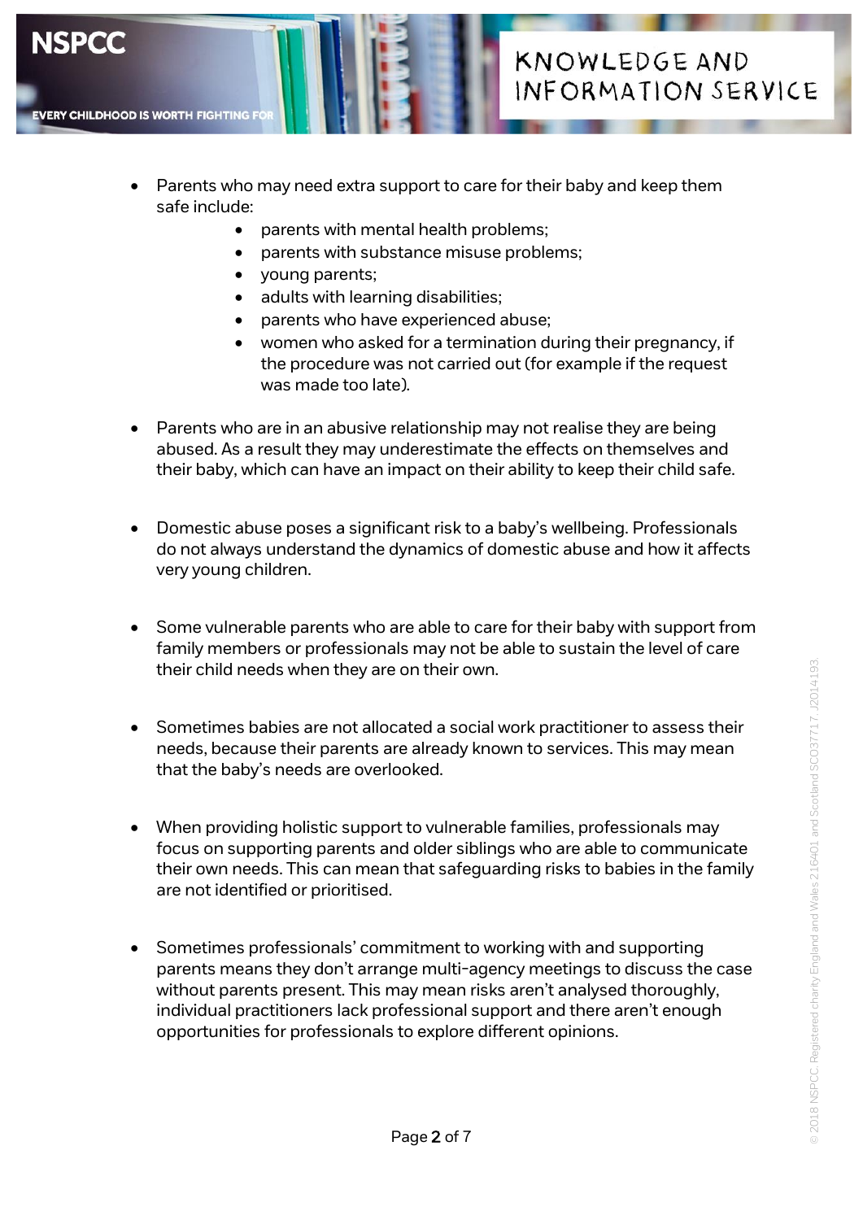- Parents who may need extra support to care for their baby and keep them safe include:
    - parents with mental health problems;
    - parents with substance misuse problems;
    - young parents;
    - adults with learning disabilities;
    - parents who have experienced abuse;
    - women who asked for a termination during their pregnancy, if the procedure was not carried out (for example if the request was made too late).

- Parents who are in an abusive relationship may not realise they are being abused. As a result they may underestimate the effects on themselves and their baby, which can have an impact on their ability to keep their child safe.

- Domestic abuse poses a significant risk to a baby's wellbeing. Professionals do not always understand the dynamics of domestic abuse and how it affects very young children.

- Some vulnerable parents who are able to care for their baby with support from family members or professionals may not be able to sustain the level of care their child needs when they are on their own.

- Sometimes babies are not allocated a social work practitioner to assess their needs, because their parents are already known to services. This may mean that the baby's needs are overlooked.

- When providing holistic support to vulnerable families, professionals may focus on supporting parents and older siblings who are able to communicate their own needs. This can mean that safeguarding risks to babies in the family are not identified or prioritised.

- Sometimes professionals' commitment to working with and supporting parents means they don't arrange multi-agency meetings to discuss the case without parents present. This may mean risks aren't analysed thoroughly, individual practitioners lack professional support and there aren't enough opportunities for professionals to explore different opinions.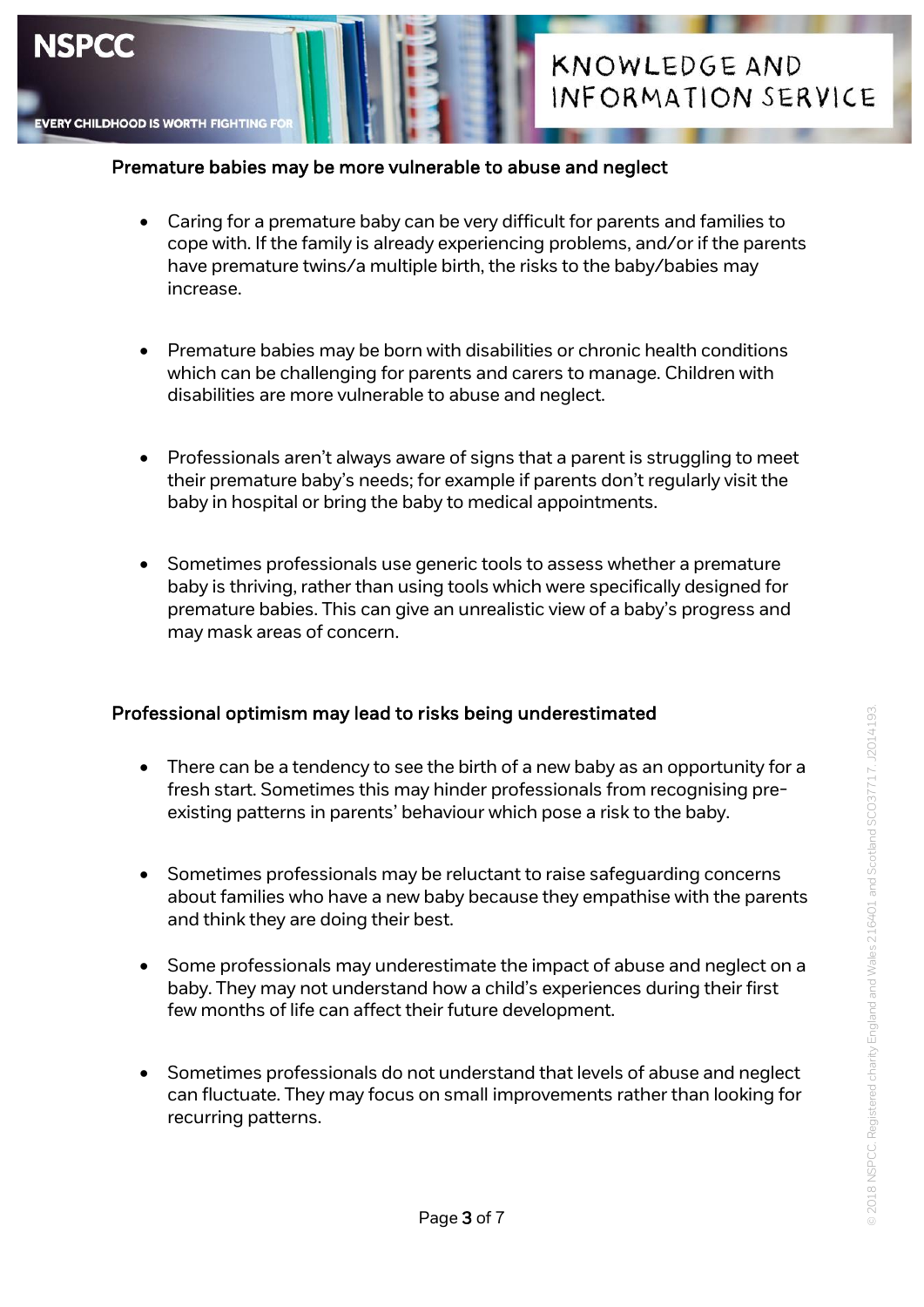## Premature babies may be more vulnerable to abuse and neglect

- Caring for a premature baby can be very difficult for parents and families to cope with. If the family is already experiencing problems, and/or if the parents have premature twins/a multiple birth, the risks to the baby/babies may increase.

- Premature babies may be born with disabilities or chronic health conditions which can be challenging for parents and carers to manage. Children with disabilities are more vulnerable to abuse and neglect.

- Professionals aren't always aware of signs that a parent is struggling to meet their premature baby's needs; for example if parents don't regularly visit the baby in hospital or bring the baby to medical appointments.

- Sometimes professionals use generic tools to assess whether a premature baby is thriving, rather than using tools which were specifically designed for premature babies. This can give an unrealistic view of a baby's progress and may mask areas of concern.

## Professional optimism may lead to risks being underestimated

- There can be a tendency to see the birth of a new baby as an opportunity for a fresh start. Sometimes this may hinder professionals from recognising pre-existing patterns in parents' behaviour which pose a risk to the baby.

- Sometimes professionals may be reluctant to raise safeguarding concerns about families who have a new baby because they empathise with the parents and think they are doing their best.

- Some professionals may underestimate the impact of abuse and neglect on a baby. They may not understand how a child's experiences during their first few months of life can affect their future development.

- Sometimes professionals do not understand that levels of abuse and neglect can fluctuate. They may focus on small improvements rather than looking for recurring patterns.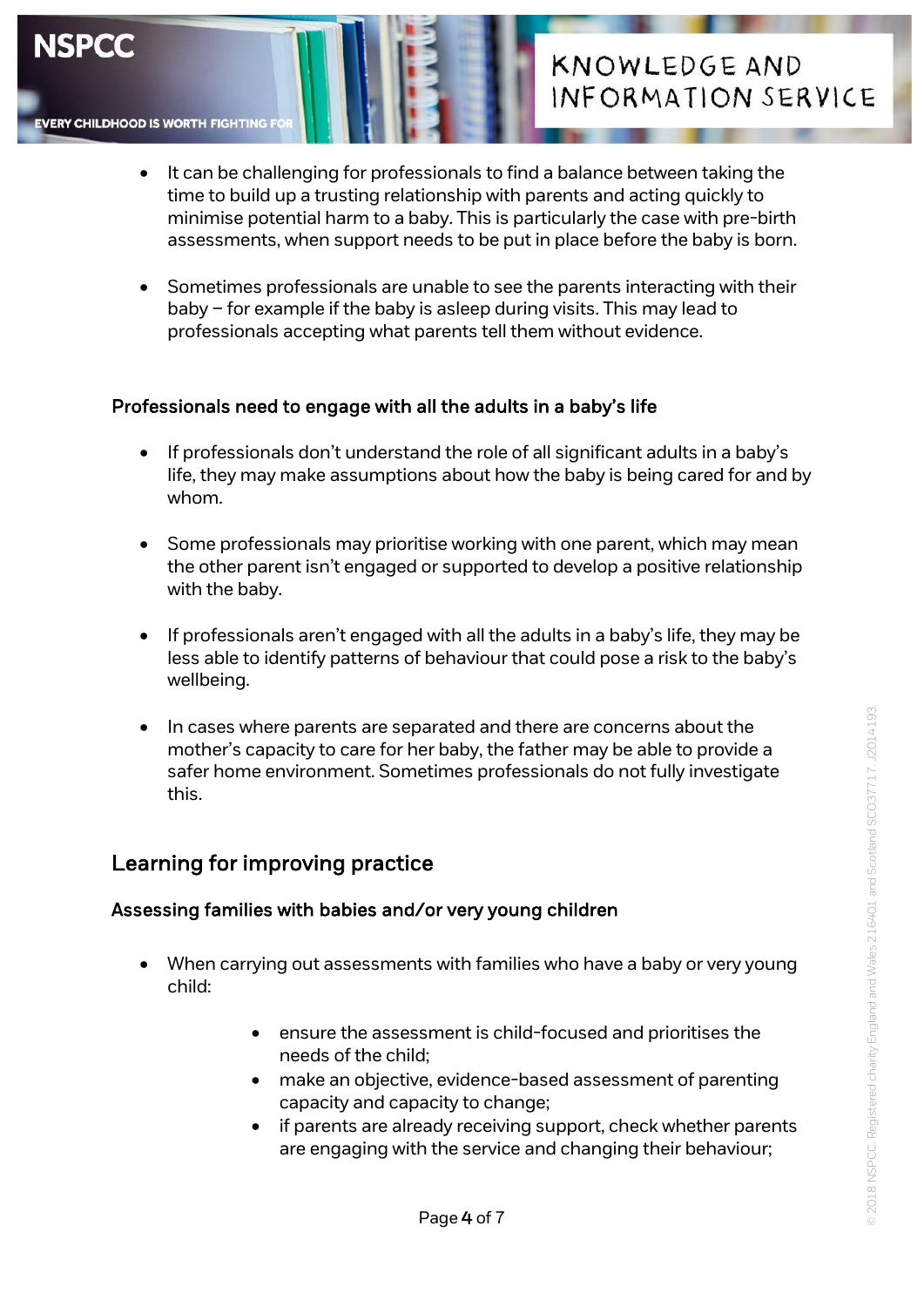- It can be challenging for professionals to find a balance between taking the time to build up a trusting relationship with parents and acting quickly to minimise potential harm to a baby. This is particularly the case with pre-birth assessments, when support needs to be put in place before the baby is born.

- Sometimes professionals are unable to see the parents interacting with their baby – for example if the baby is asleep during visits. This may lead to professionals accepting what parents tell them without evidence.

### Professionals need to engage with all the adults in a baby's life

- If professionals don't understand the role of all significant adults in a baby's life, they may make assumptions about how the baby is being cared for and by whom.

- Some professionals may prioritise working with one parent, which may mean the other parent isn't engaged or supported to develop a positive relationship with the baby.

- If professionals aren't engaged with all the adults in a baby's life, they may be less able to identify patterns of behaviour that could pose a risk to the baby's wellbeing.

- In cases where parents are separated and there are concerns about the mother's capacity to care for her baby, the father may be able to provide a safer home environment. Sometimes professionals do not fully investigate this.

## Learning for improving practice

### Assessing families with babies and/or very young children

- When carrying out assessments with families who have a baby or very young child:
    - ensure the assessment is child-focused and prioritises the needs of the child;
    - make an objective, evidence-based assessment of parenting capacity and capacity to change;
    - if parents are already receiving support, check whether parents are engaging with the service and changing their behaviour;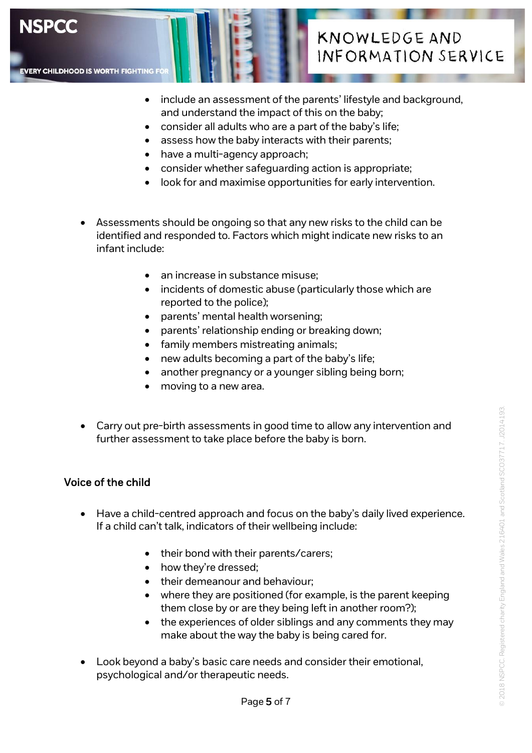- include an assessment of the parents' lifestyle and background, and understand the impact of this on the baby;
  - consider all adults who are a part of the baby's life;
  - assess how the baby interacts with their parents;
  - have a multi-agency approach;
  - consider whether safeguarding action is appropriate;
  - look for and maximise opportunities for early intervention.

- Assessments should be ongoing so that any new risks to the child can be identified and responded to. Factors which might indicate new risks to an infant include:
  - an increase in substance misuse;
  - incidents of domestic abuse (particularly those which are reported to the police);
  - parents' mental health worsening;
  - parents' relationship ending or breaking down;
  - family members mistreating animals;
  - new adults becoming a part of the baby's life;
  - another pregnancy or a younger sibling being born;
  - moving to a new area.

- Carry out pre-birth assessments in good time to allow any intervention and further assessment to take place before the baby is born.

### Voice of the child

- Have a child-centred approach and focus on the baby's daily lived experience. If a child can't talk, indicators of their wellbeing include:
  - their bond with their parents/carers;
  - how they're dressed;
  - their demeanour and behaviour;
  - where they are positioned (for example, is the parent keeping them close by or are they being left in another room?);
  - the experiences of older siblings and any comments they may make about the way the baby is being cared for.

- Look beyond a baby's basic care needs and consider their emotional, psychological and/or therapeutic needs.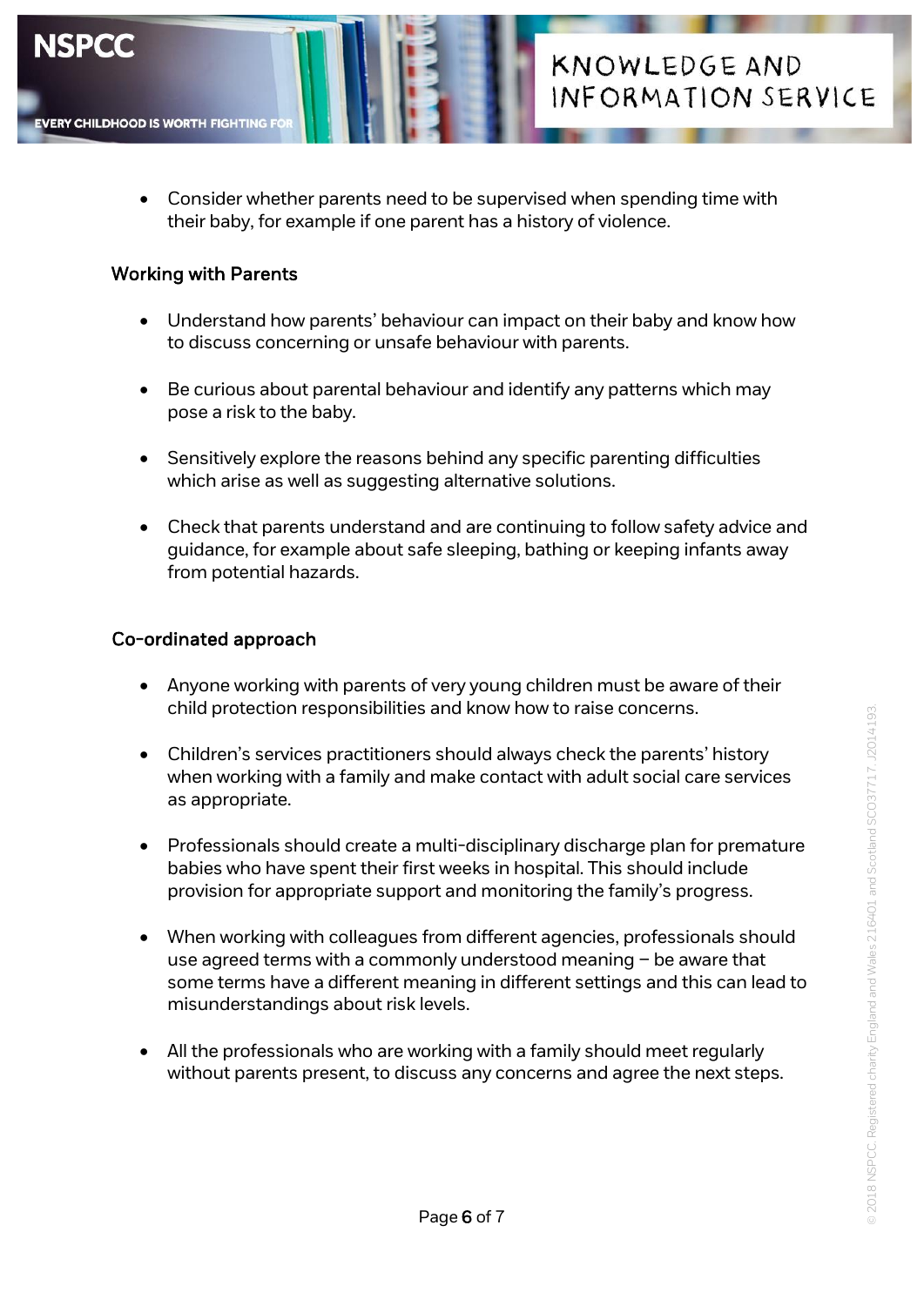- Consider whether parents need to be supervised when spending time with their baby, for example if one parent has a history of violence.

## Working with Parents

- Understand how parents' behaviour can impact on their baby and know how to discuss concerning or unsafe behaviour with parents.
- Be curious about parental behaviour and identify any patterns which may pose a risk to the baby.
- Sensitively explore the reasons behind any specific parenting difficulties which arise as well as suggesting alternative solutions.
- Check that parents understand and are continuing to follow safety advice and guidance, for example about safe sleeping, bathing or keeping infants away from potential hazards.

## Co-ordinated approach

- Anyone working with parents of very young children must be aware of their child protection responsibilities and know how to raise concerns.
- Children's services practitioners should always check the parents' history when working with a family and make contact with adult social care services as appropriate.
- Professionals should create a multi-disciplinary discharge plan for premature babies who have spent their first weeks in hospital. This should include provision for appropriate support and monitoring the family's progress.
- When working with colleagues from different agencies, professionals should use agreed terms with a commonly understood meaning – be aware that some terms have a different meaning in different settings and this can lead to misunderstandings about risk levels.
- All the professionals who are working with a family should meet regularly without parents present, to discuss any concerns and agree the next steps.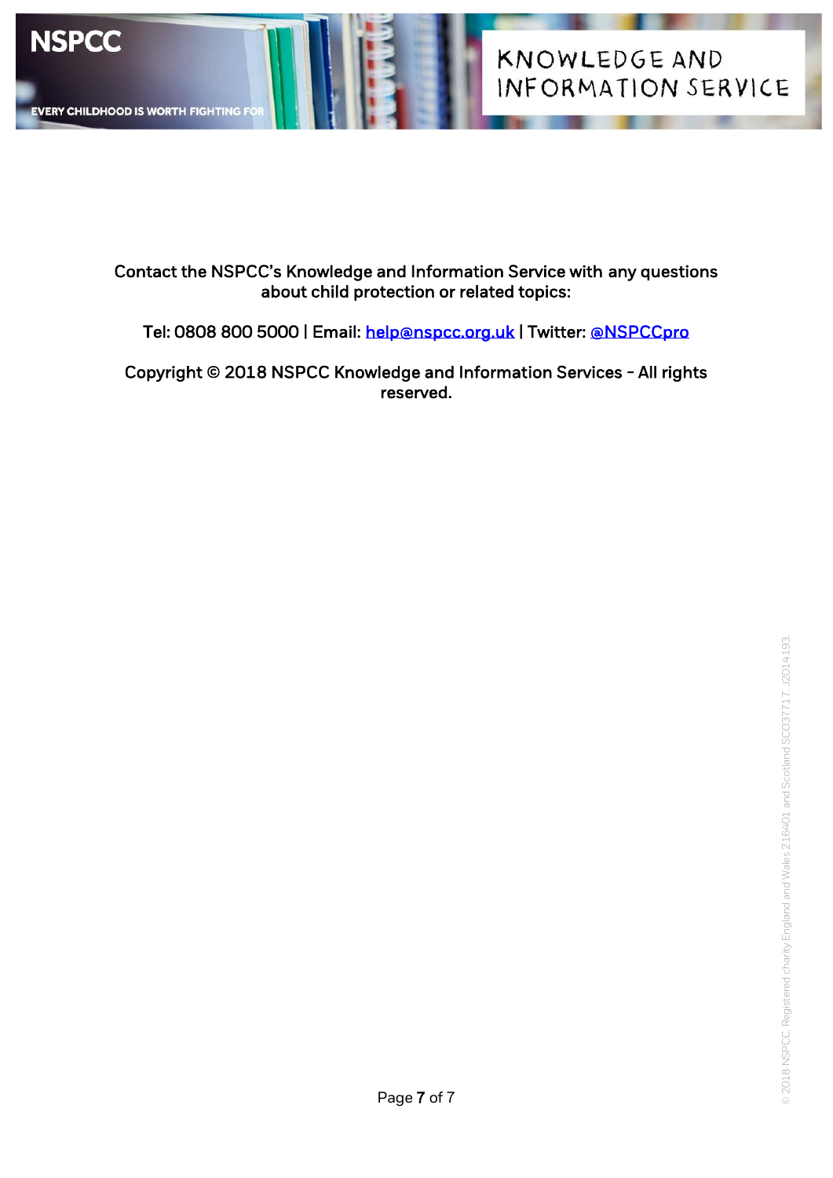Contact the NSPCC's Knowledge and Information Service with any questions about child protection or related topics:

Tel: 0808 800 5000 | Email: help@nspcc.org.uk | Twitter: @NSPCCpro

Copyright © 2018 NSPCC Knowledge and Information Services - All rights reserved.